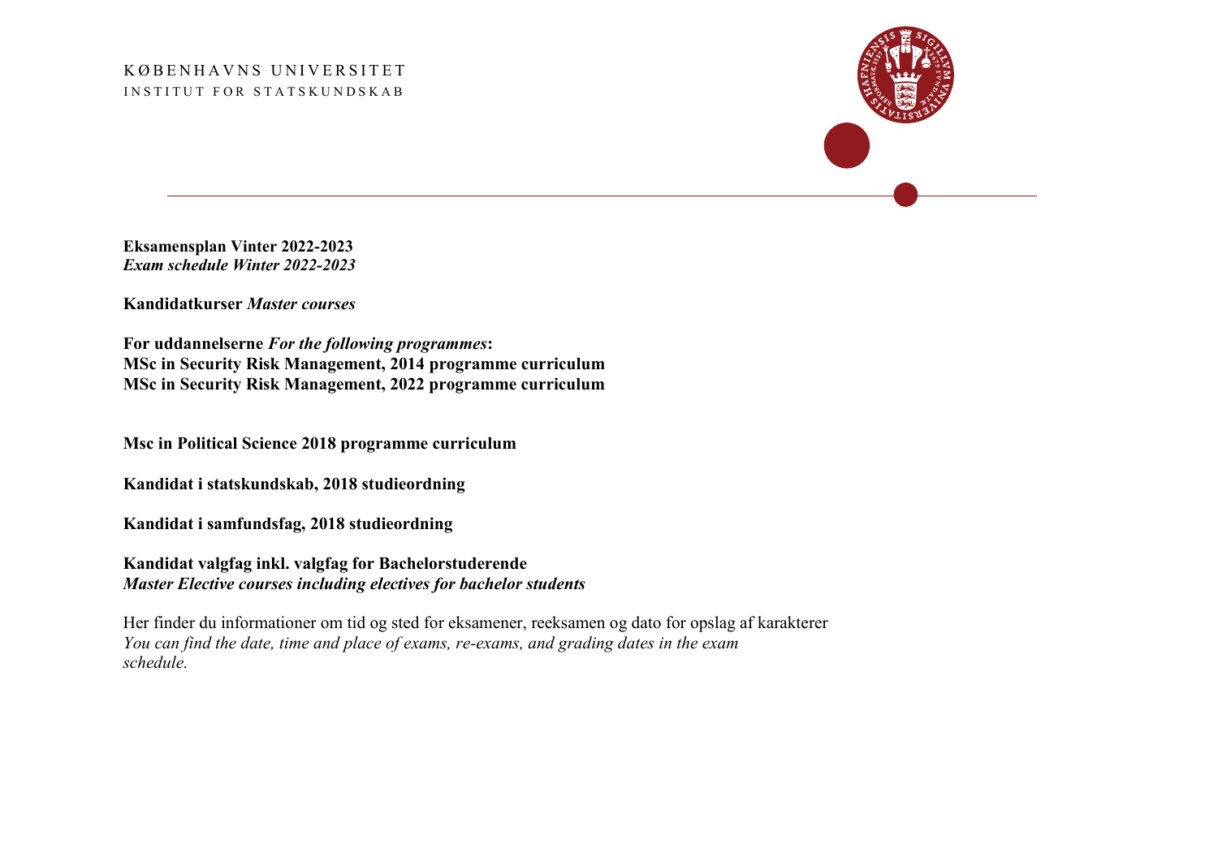KØBENHAVNS UNIVERSITET
INSTITUT FOR STATSKUNDSKAB

**Eksamensplan Vinter 2022-2023**
***Exam schedule Winter 2022-2023***

**Kandidatkurser** ***Master courses***

**For uddannelserne** ***For the following programmes*****:**
**MSc in Security Risk Management, 2014 programme curriculum**
**MSc in Security Risk Management, 2022 programme curriculum**

**Msc in Political Science 2018 programme curriculum**

**Kandidat i statskundskab, 2018 studieordning**

**Kandidat i samfundsfag, 2018 studieordning**

**Kandidat valgfag inkl. valgfag for Bachelorstuderende**
***Master Elective courses including electives for bachelor students***

Her finder du informationer om tid og sted for eksamener, reeksamen og dato for opslag af karakterer
*You can find the date, time and place of exams, re-exams, and grading dates in the exam schedule.*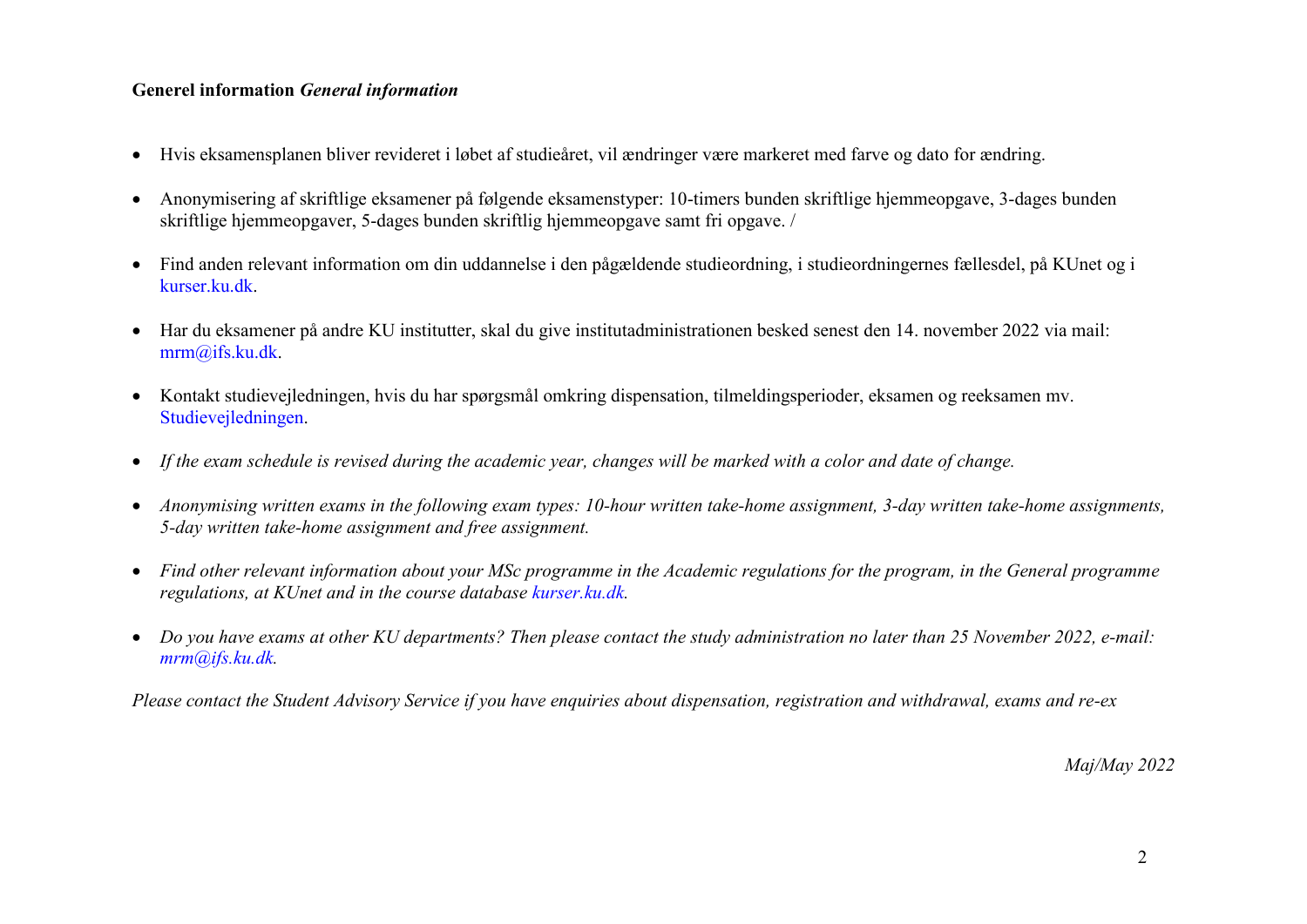**Generel information** ***General information***

- Hvis eksamensplanen bliver revideret i løbet af studieåret, vil ændringer være markeret med farve og dato for ændring.
- Anonymisering af skriftlige eksamener på følgende eksamenstyper: 10-timers bunden skriftlige hjemmeopgave, 3-dages bunden skriftlige hjemmeopgaver, 5-dages bunden skriftlig hjemmeopgave samt fri opgave. /
- Find anden relevant information om din uddannelse i den pågældende studieordning, i studieordningernes fællesdel, på KUnet og i kurser.ku.dk.
- Har du eksamener på andre KU institutter, skal du give institutadministrationen besked senest den 14. november 2022 via mail: mrm@ifs.ku.dk.
- Kontakt studievejledningen, hvis du har spørgsmål omkring dispensation, tilmeldingsperioder, eksamen og reeksamen mv. Studievejledningen.
- *If the exam schedule is revised during the academic year, changes will be marked with a color and date of change.*
- *Anonymising written exams in the following exam types: 10-hour written take-home assignment, 3-day written take-home assignments, 5-day written take-home assignment and free assignment.*
- *Find other relevant information about your MSc programme in the Academic regulations for the program, in the General programme regulations, at KUnet and in the course database kurser.ku.dk.*
- *Do you have exams at other KU departments? Then please contact the study administration no later than 25 November 2022, e-mail: mrm@ifs.ku.dk.*

*Please contact the Student Advisory Service if you have enquiries about dispensation, registration and withdrawal, exams and re-ex*

*Maj/May 2022*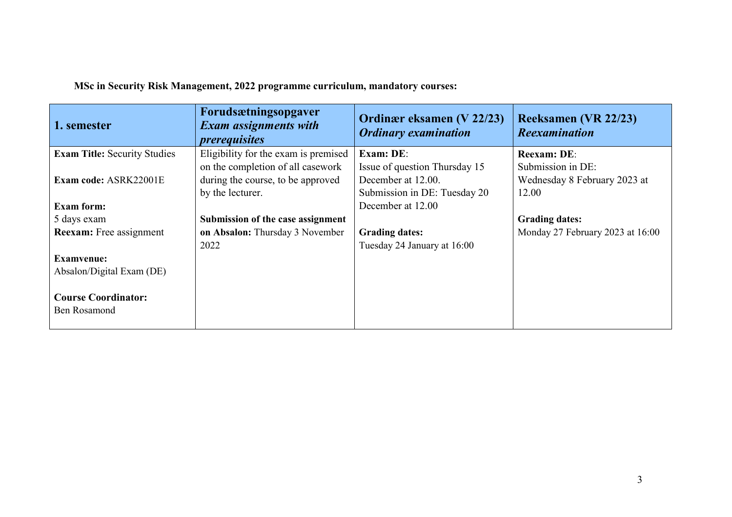**MSc in Security Risk Management, 2022 programme curriculum, mandatory courses:**

| **1. semester** | **Forudsætningsopgaver** ***Exam assignments with prerequisites*** | **Ordinær eksamen (V 22/23)** ***Ordinary examination*** | **Reeksamen (VR 22/23)** ***Reexamination*** |
|---|---|---|---|
| **Exam Title:** Security Studies<br><br>**Exam code:** ASRK22001E<br><br>**Exam form:**<br>5 days exam<br>**Reexam:** Free assignment<br><br>**Examvenue:**<br>Absalon/Digital Exam (DE)<br><br>**Course Coordinator:**<br>Ben Rosamond | Eligibility for the exam is premised on the completion of all casework during the course, to be approved by the lecturer.<br><br>**Submission of the case assignment on Absalon:** Thursday 3 November 2022 | **Exam: DE**:<br>Issue of question Thursday 15 December at 12.00.<br>Submission in DE: Tuesday 20 December at 12.00<br><br>**Grading dates:**<br>Tuesday 24 January at 16:00 | **Reexam: DE**:<br>Submission in DE:<br>Wednesday 8 February 2023 at 12.00<br><br>**Grading dates:**<br>Monday 27 February 2023 at 16:00 |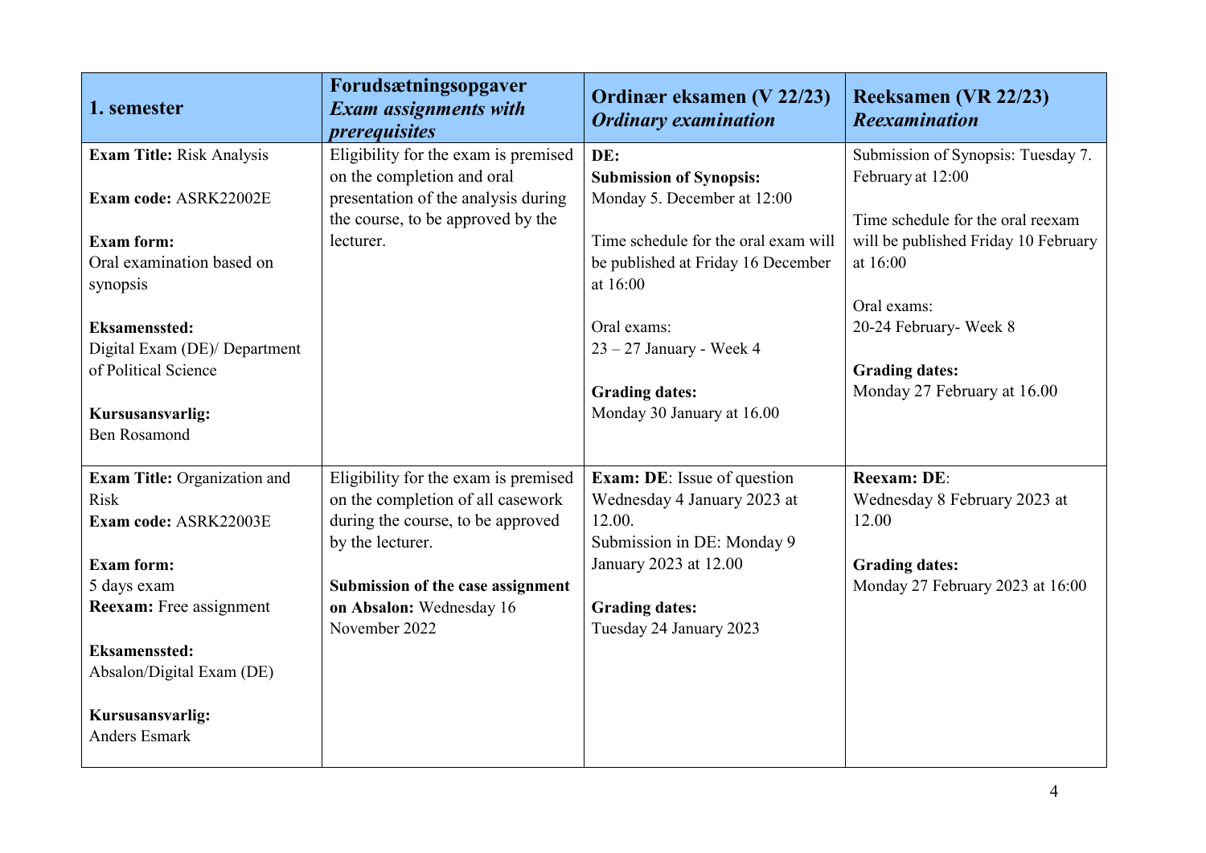| 1. semester | Forudsætningsopgaver *Exam assignments with prerequisites* | Ordinær eksamen (V 22/23) *Ordinary examination* | Reeksamen (VR 22/23) *Reexamination* |
|---|---|---|---|
| **Exam Title:** Risk Analysis<br><br>**Exam code:** ASRK22002E<br><br>**Exam form:**<br>Oral examination based on synopsis<br><br>**Eksamenssted:**<br>Digital Exam (DE)/ Department of Political Science<br><br>**Kursusansvarlig:**<br>Ben Rosamond | Eligibility for the exam is premised on the completion and oral presentation of the analysis during the course, to be approved by the lecturer. | **DE:**<br>**Submission of Synopsis:**<br>Monday 5. December at 12:00<br><br>Time schedule for the oral exam will be published at Friday 16 December at 16:00<br><br>Oral exams:<br>23 – 27 January - Week 4<br><br>**Grading dates:**<br>Monday 30 January at 16.00 | Submission of Synopsis: Tuesday 7. February at 12:00<br><br>Time schedule for the oral reexam will be published Friday 10 February at 16:00<br><br>Oral exams:<br>20-24 February- Week 8<br><br>**Grading dates:**<br>Monday 27 February at 16.00 |
| **Exam Title:** Organization and Risk<br>**Exam code:** ASRK22003E<br><br>**Exam form:**<br>5 days exam<br>**Reexam:** Free assignment<br><br>**Eksamenssted:**<br>Absalon/Digital Exam (DE)<br><br>**Kursusansvarlig:**<br>Anders Esmark | Eligibility for the exam is premised on the completion of all casework during the course, to be approved by the lecturer.<br><br>**Submission of the case assignment on Absalon:** Wednesday 16 November 2022 | **Exam: DE**: Issue of question Wednesday 4 January 2023 at 12.00.<br>Submission in DE: Monday 9 January 2023 at 12.00<br><br>**Grading dates:**<br>Tuesday 24 January 2023 | **Reexam: DE**:<br>Wednesday 8 February 2023 at 12.00<br><br>**Grading dates:**<br>Monday 27 February 2023 at 16:00 |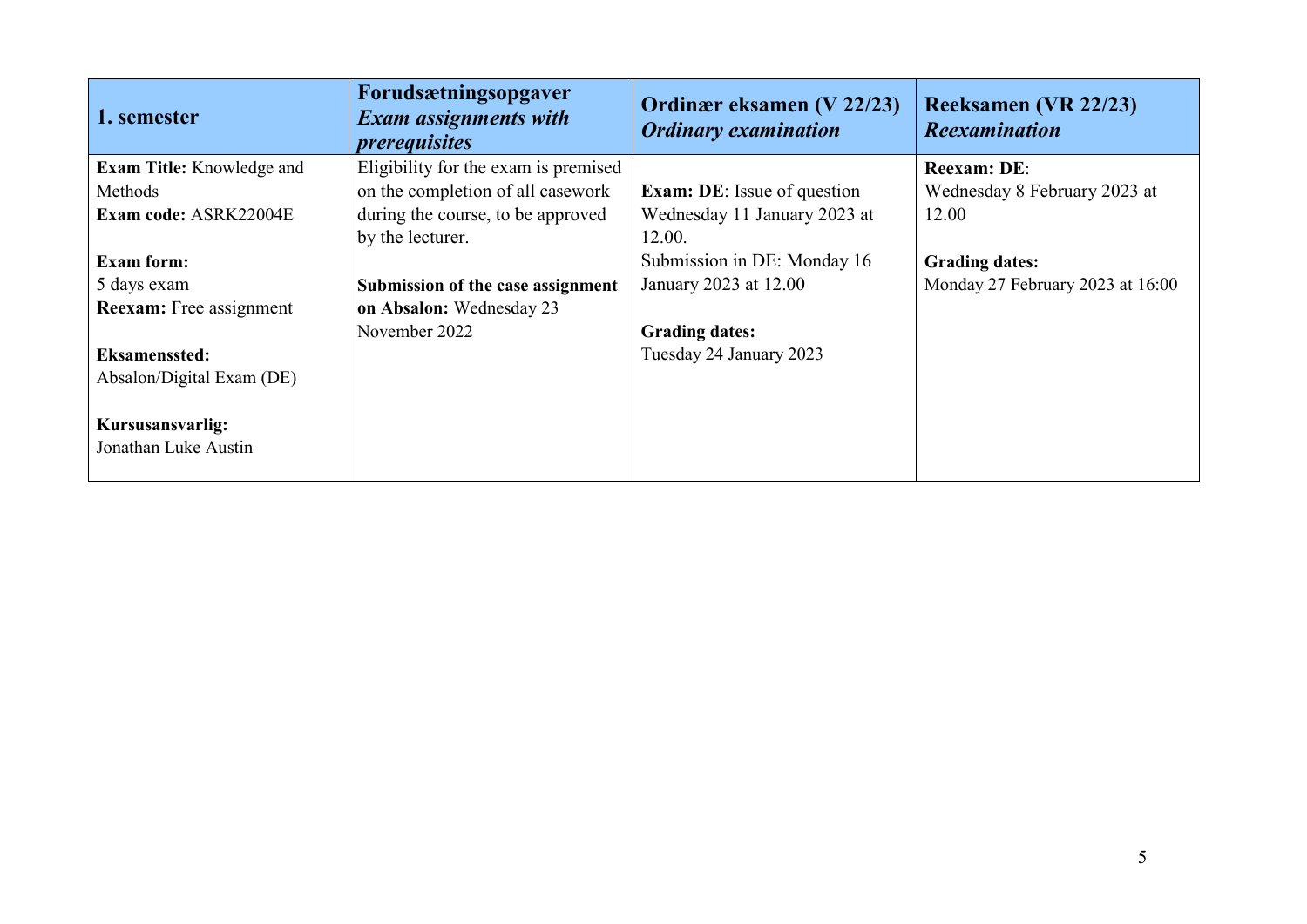| **1. semester** | **Forudsætningsopgaver** ***Exam assignments with prerequisites*** | **Ordinær eksamen (V 22/23)** ***Ordinary examination*** | **Reeksamen (VR 22/23)** ***Reexamination*** |
|---|---|---|---|
| **Exam Title:** Knowledge and Methods<br>**Exam code:** ASRK22004E<br><br>**Exam form:**<br>5 days exam<br>**Reexam:** Free assignment<br><br>**Eksamenssted:**<br>Absalon/Digital Exam (DE)<br><br>**Kursusansvarlig:**<br>Jonathan Luke Austin | Eligibility for the exam is premised on the completion of all casework during the course, to be approved by the lecturer.<br><br>**Submission of the case assignment on Absalon:** Wednesday 23 November 2022 | **Exam: DE**: Issue of question Wednesday 11 January 2023 at 12.00.<br>Submission in DE: Monday 16 January 2023 at 12.00<br><br>**Grading dates:**<br>Tuesday 24 January 2023 | **Reexam: DE**:<br>Wednesday 8 February 2023 at 12.00<br><br>**Grading dates:**<br>Monday 27 February 2023 at 16:00 |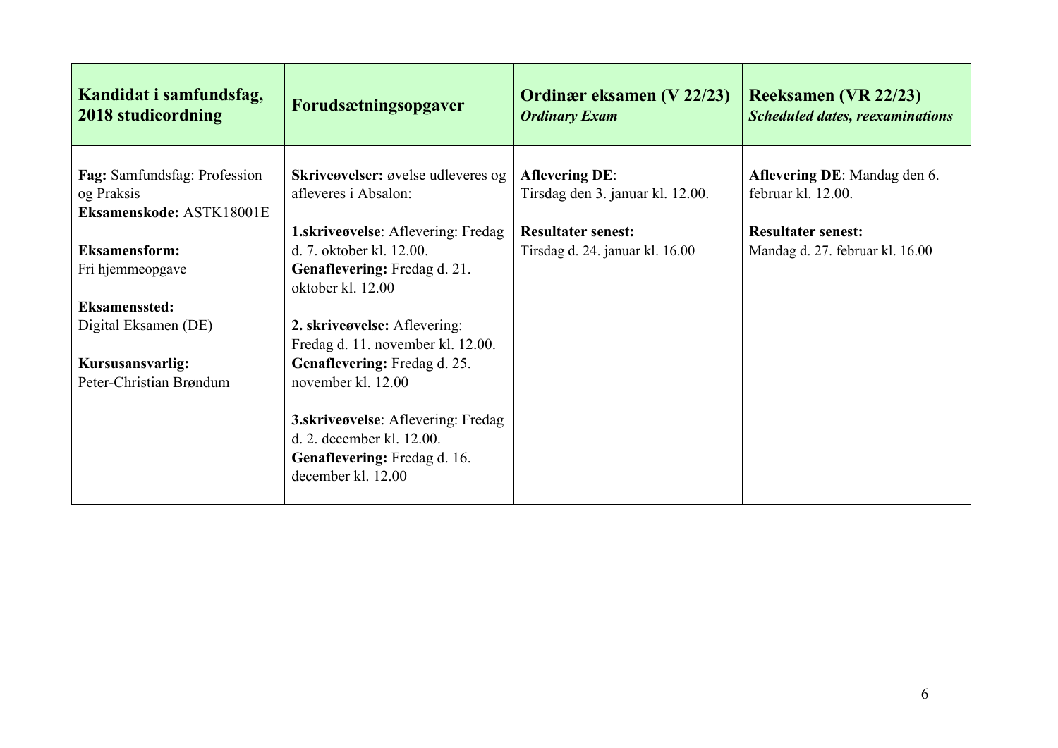| **Kandidat i samfundsfag, 2018 studieordning** | **Forudsætningsopgaver** | **Ordinær eksamen (V 22/23)** ***Ordinary Exam*** | **Reeksamen (VR 22/23)** ***Scheduled dates, reexaminations*** |
| --- | --- | --- | --- |
| **Fag:** Samfundsfag: Profession og Praksis<br>**Eksamenskode:** ASTK18001E<br><br>**Eksamensform:**<br>Fri hjemmeopgave<br><br>**Eksamenssted:**<br>Digital Eksamen (DE)<br><br>**Kursusansvarlig:**<br>Peter-Christian Brøndum | **Skriveøvelser:** øvelse udleveres og afleveres i Absalon:<br><br>**1.skriveøvelse**: Aflevering: Fredag d. 7. oktober kl. 12.00.<br>**Genaflevering:** Fredag d. 21. oktober kl. 12.00<br><br>**2. skriveøvelse:** Aflevering: Fredag d. 11. november kl. 12.00.<br>**Genaflevering:** Fredag d. 25. november kl. 12.00<br><br>**3.skriveøvelse**: Aflevering: Fredag d. 2. december kl. 12.00.<br>**Genaflevering:** Fredag d. 16. december kl. 12.00 | **Aflevering DE**:<br>Tirsdag den 3. januar kl. 12.00.<br><br>**Resultater senest:**<br>Tirsdag d. 24. januar kl. 16.00 | **Aflevering DE**: Mandag den 6. februar kl. 12.00.<br><br>**Resultater senest:**<br>Mandag d. 27. februar kl. 16.00 |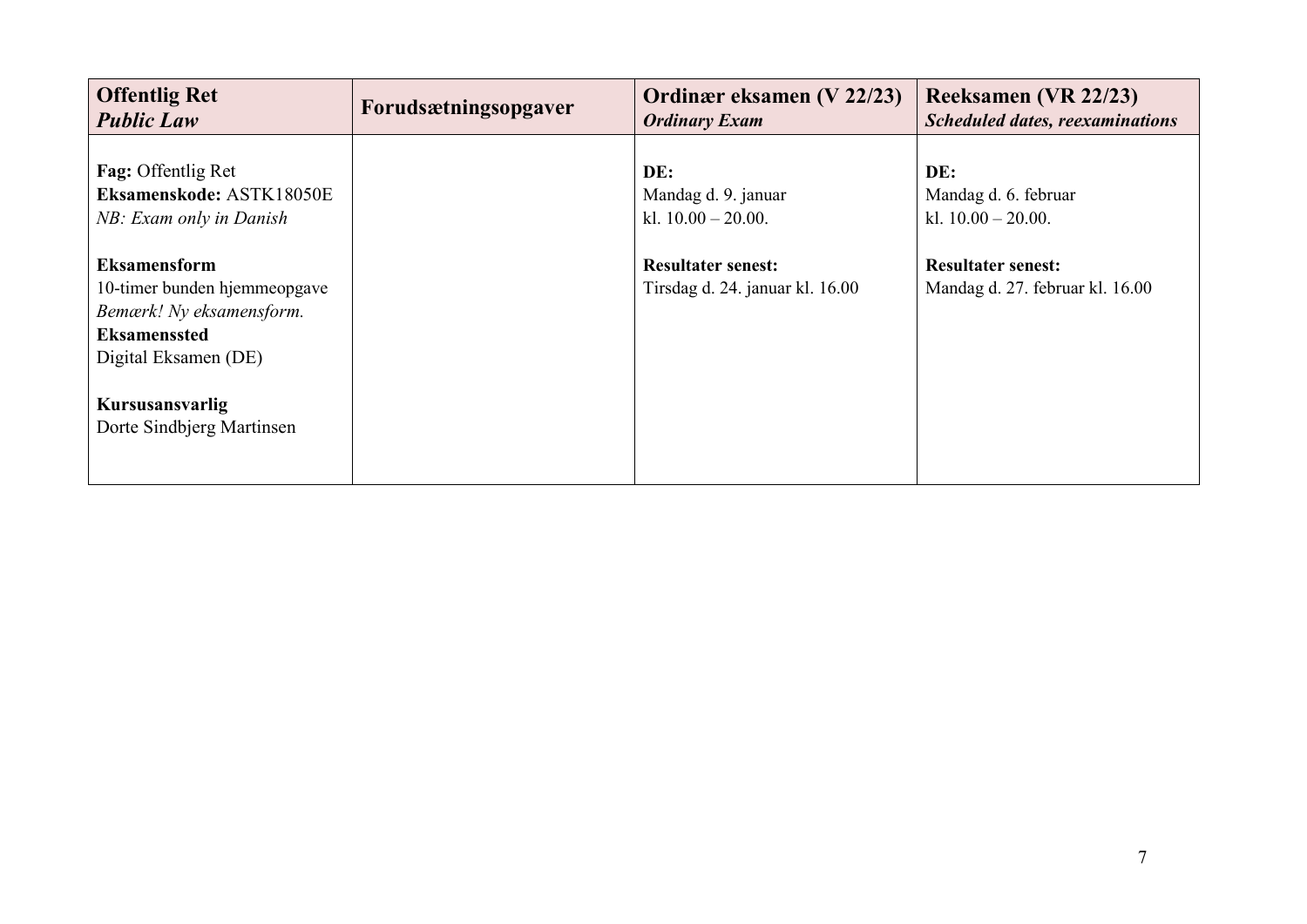| **Offentlig Ret** *Public Law* | **Forudsætningsopgaver** | **Ordinær eksamen (V 22/23)** *Ordinary Exam* | **Reeksamen (VR 22/23)** *Scheduled dates, reexaminations* |
|---|---|---|---|
| **Fag:** Offentlig Ret<br>**Eksamenskode:** ASTK18050E<br>*NB: Exam only in Danish*<br><br>**Eksamensform**<br>10-timer bunden hjemmeopgave<br>*Bemærk! Ny eksamensform.*<br>**Eksamenssted**<br>Digital Eksamen (DE)<br><br>**Kursusansvarlig**<br>Dorte Sindbjerg Martinsen | | **DE:**<br>Mandag d. 9. januar<br>kl. 10.00 – 20.00.<br><br>**Resultater senest:**<br>Tirsdag d. 24. januar kl. 16.00 | **DE:**<br>Mandag d. 6. februar<br>kl. 10.00 – 20.00.<br><br>**Resultater senest:**<br>Mandag d. 27. februar kl. 16.00 |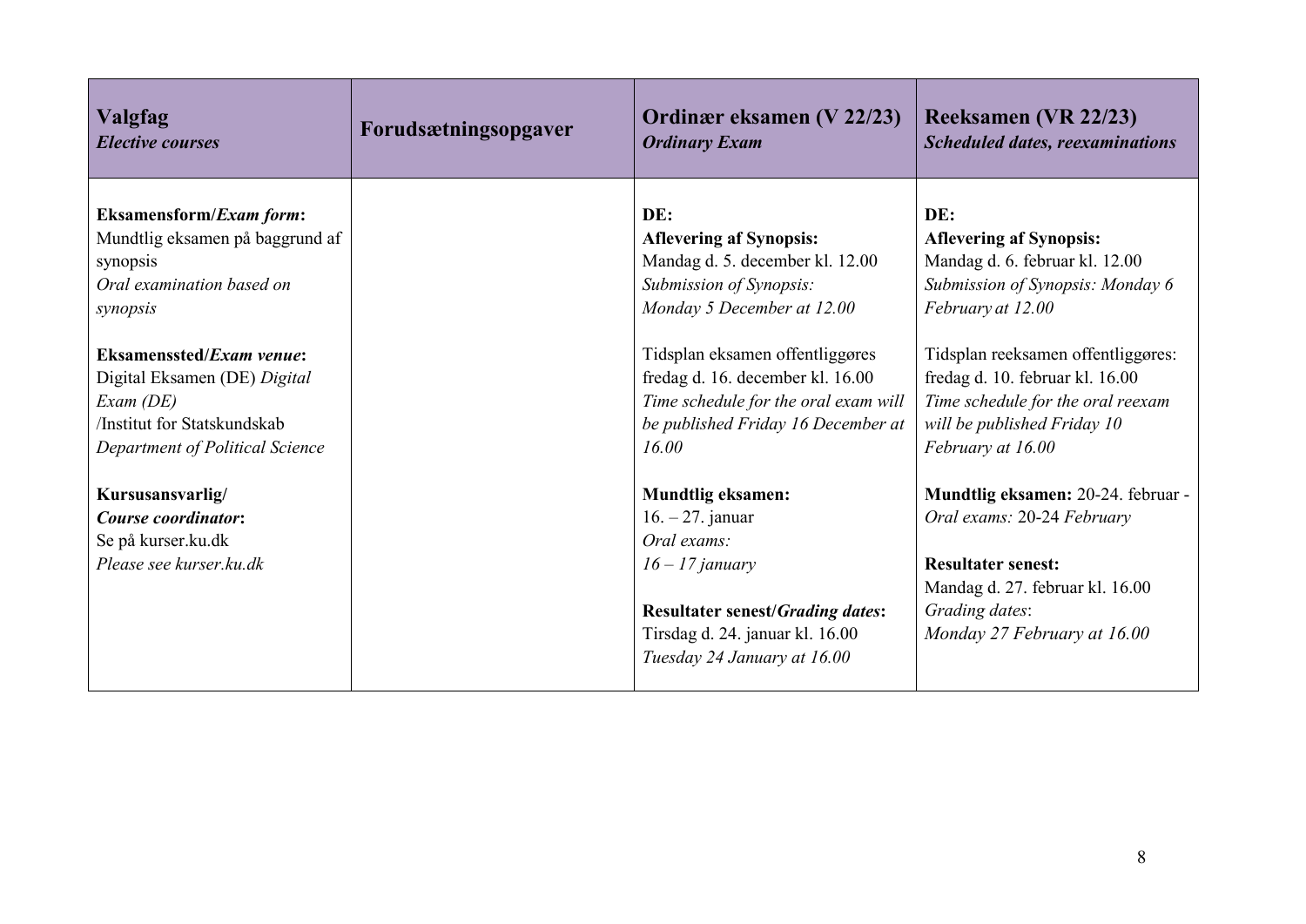| **Valgfag** *Elective courses* | **Forudsætningsopgaver** | **Ordinær eksamen (V 22/23)** *Ordinary Exam* | **Reeksamen (VR 22/23)** *Scheduled dates, reexaminations* |
|---|---|---|---|
| **Eksamensform/*Exam form*:**<br>Mundtlig eksamen på baggrund af synopsis<br>*Oral examination based on synopsis*<br><br>**Eksamenssted/*Exam venue*:**<br>Digital Eksamen (DE) *Digital Exam (DE)*<br>/Institut for Statskundskab<br>*Department of Political Science*<br><br>**Kursusansvarlig/**<br>***Course coordinator*:**<br>Se på kurser.ku.dk<br>*Please see kurser.ku.dk* | | **DE:**<br>**Aflevering af Synopsis:**<br>Mandag d. 5. december kl. 12.00<br>*Submission of Synopsis: Monday 5 December at 12.00*<br><br>Tidsplan eksamen offentliggøres fredag d. 16. december kl. 16.00<br>*Time schedule for the oral exam will be published Friday 16 December at 16.00*<br><br>**Mundtlig eksamen:**<br>16. – 27. januar<br>*Oral exams: 16 – 17 january*<br><br>**Resultater senest/*Grading dates*:**<br>Tirsdag d. 24. januar kl. 16.00<br>*Tuesday 24 January at 16.00* | **DE:**<br>**Aflevering af Synopsis:**<br>Mandag d. 6. februar kl. 12.00<br>*Submission of Synopsis: Monday 6 February at 12.00*<br><br>Tidsplan reeksamen offentliggøres: fredag d. 10. februar kl. 16.00<br>*Time schedule for the oral reexam will be published Friday 10 February at 16.00*<br><br>**Mundtlig eksamen:** 20-24. februar -<br>*Oral exams:* 20-24 *February*<br><br>**Resultater senest:**<br>Mandag d. 27. februar kl. 16.00<br>*Grading dates*:<br>*Monday 27 February at 16.00* |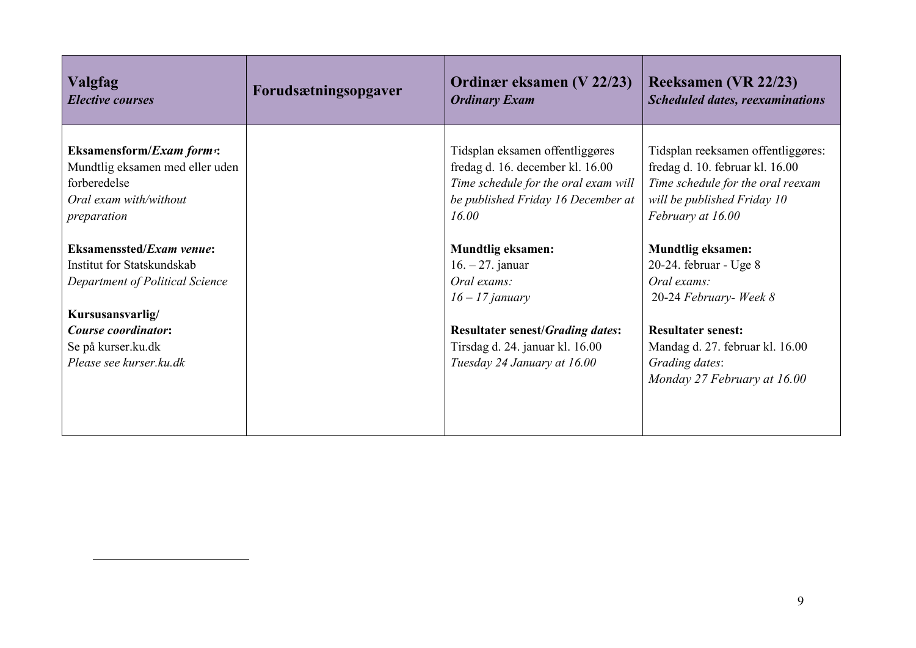| **Valgfag**<br>***Elective courses*** | **Forudsætningsopgaver** | **Ordinær eksamen (V 22/23)**<br>***Ordinary Exam*** | **Reeksamen (VR 22/23)**<br>***Scheduled dates, reexaminations*** |
|---|---|---|---|
| **Eksamensform/*Exam form*[1]:**<br>Mundtlig eksamen med eller uden forberedelse<br>*Oral exam with/without preparation*<br><br>**Eksamenssted/*Exam venue*:**<br>Institut for Statskundskab<br>*Department of Political Science*<br><br>**Kursusansvarlig/**<br>***Course coordinator*:**<br>Se på kurser.ku.dk<br>*Please see kurser.ku.dk* | | Tidsplan eksamen offentliggøres fredag d. 16. december kl. 16.00<br>*Time schedule for the oral exam will be published Friday 16 December at 16.00*<br><br>**Mundtlig eksamen:**<br>16. – 27. januar<br>*Oral exams:*<br>*16 – 17 january*<br><br>**Resultater senest/*Grading dates*:**<br>Tirsdag d. 24. januar kl. 16.00<br>*Tuesday 24 January at 16.00* | Tidsplan reeksamen offentliggøres: fredag d. 10. februar kl. 16.00<br>*Time schedule for the oral reexam will be published Friday 10 February at 16.00*<br><br>**Mundtlig eksamen:**<br>20-24. februar - Uge 8<br>*Oral exams:*<br>20-24 *February- Week 8*<br><br>**Resultater senest:**<br>Mandag d. 27. februar kl. 16.00<br>*Grading dates*:<br>*Monday 27 February at 16.00* |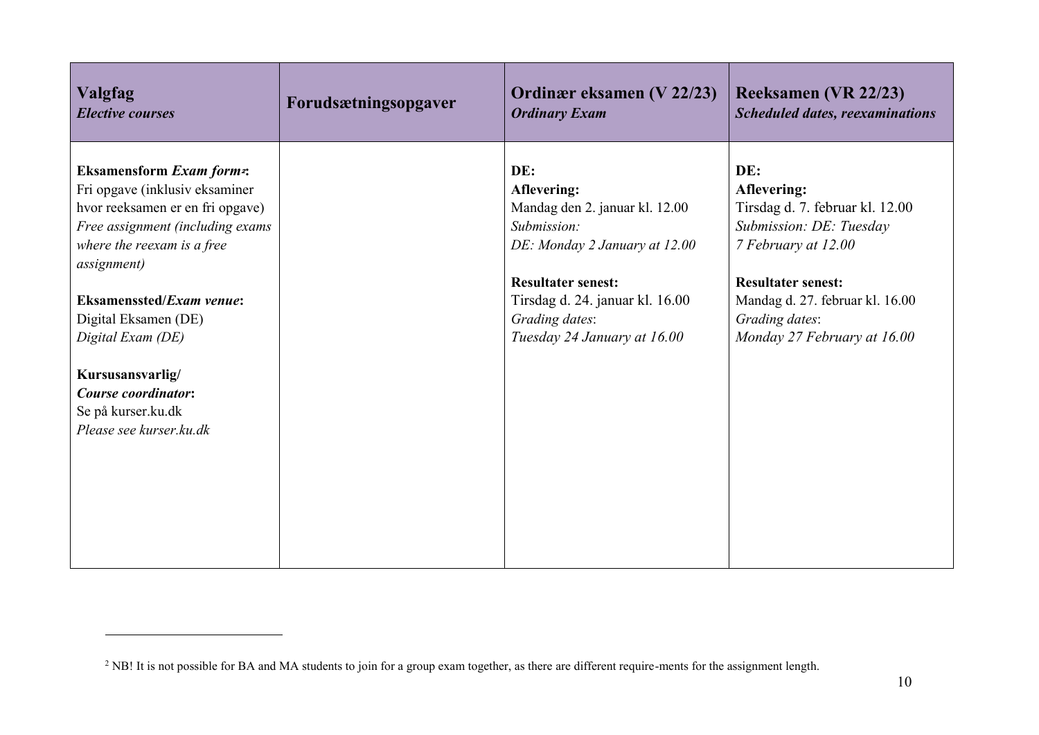| **Valgfag**<br>***Elective courses*** | **Forudsætningsopgaver** | **Ordinær eksamen (V 22/23)**<br>***Ordinary Exam*** | **Reeksamen (VR 22/23)**<br>***Scheduled dates, reexaminations*** |
|---|---|---|---|
| **Eksamensform** ***Exam form***[2]**:**<br>Fri opgave (inklusiv eksaminer hvor reeksamen er en fri opgave)<br>*Free assignment (including exams where the reexam is a free assignment)*<br><br>**Eksamenssted/*Exam venue*:**<br>Digital Eksamen (DE)<br>*Digital Exam (DE)*<br><br>**Kursusansvarlig/**<br>***Course coordinator*:**<br>Se på kurser.ku.dk<br>*Please see kurser.ku.dk* | | **DE:**<br>**Aflevering:**<br>Mandag den 2. januar kl. 12.00<br>*Submission:*<br>*DE: Monday 2 January at 12.00*<br><br>**Resultater senest:**<br>Tirsdag d. 24. januar kl. 16.00<br>*Grading dates*:<br>*Tuesday 24 January at 16.00* | **DE:**<br>**Aflevering:**<br>Tirsdag d. 7. februar kl. 12.00<br>*Submission: DE: Tuesday 7 February at 12.00*<br><br>**Resultater senest:**<br>Mandag d. 27. februar kl. 16.00<br>*Grading dates*:<br>*Monday 27 February at 16.00* |

[2] NB! It is not possible for BA and MA students to join for a group exam together, as there are different require-ments for the assignment length.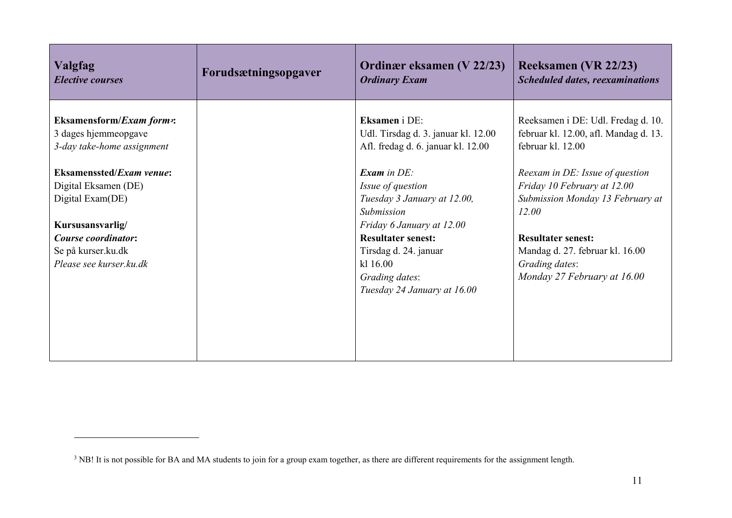| **Valgfag** *Elective courses* | **Forudsætningsopgaver** | **Ordinær eksamen (V 22/23)** *Ordinary Exam* | **Reeksamen (VR 22/23)** *Scheduled dates, reexaminations* |
|---|---|---|---|
| **Eksamensform/*Exam form*[3]:** 3 dages hjemmeopgave *3-day take-home assignment* <br><br> **Eksamenssted/*Exam venue*:** Digital Eksamen (DE) Digital Exam(DE) <br><br> **Kursusansvarlig/ *Course coordinator*:** Se på kurser.ku.dk *Please see kurser.ku.dk* | | **Eksamen** i DE: Udl. Tirsdag d. 3. januar kl. 12.00 Afl. fredag d. 6. januar kl. 12.00 <br><br> ***Exam** in DE: Issue of question Tuesday 3 January at 12.00, Submission Friday 6 January at 12.00* <br> **Resultater senest:** Tirsdag d. 24. januar kl 16.00 *Grading dates*: *Tuesday 24 January at 16.00* | Reeksamen i DE: Udl. Fredag d. 10. februar kl. 12.00, afl. Mandag d. 13. februar kl. 12.00 <br><br> *Reexam in DE: Issue of question Friday 10 February at 12.00 Submission Monday 13 February at 12.00* <br><br> **Resultater senest:** Mandag d. 27. februar kl. 16.00 *Grading dates*: *Monday 27 February at 16.00* |

[3] NB! It is not possible for BA and MA students to join for a group exam together, as there are different requirements for the assignment length.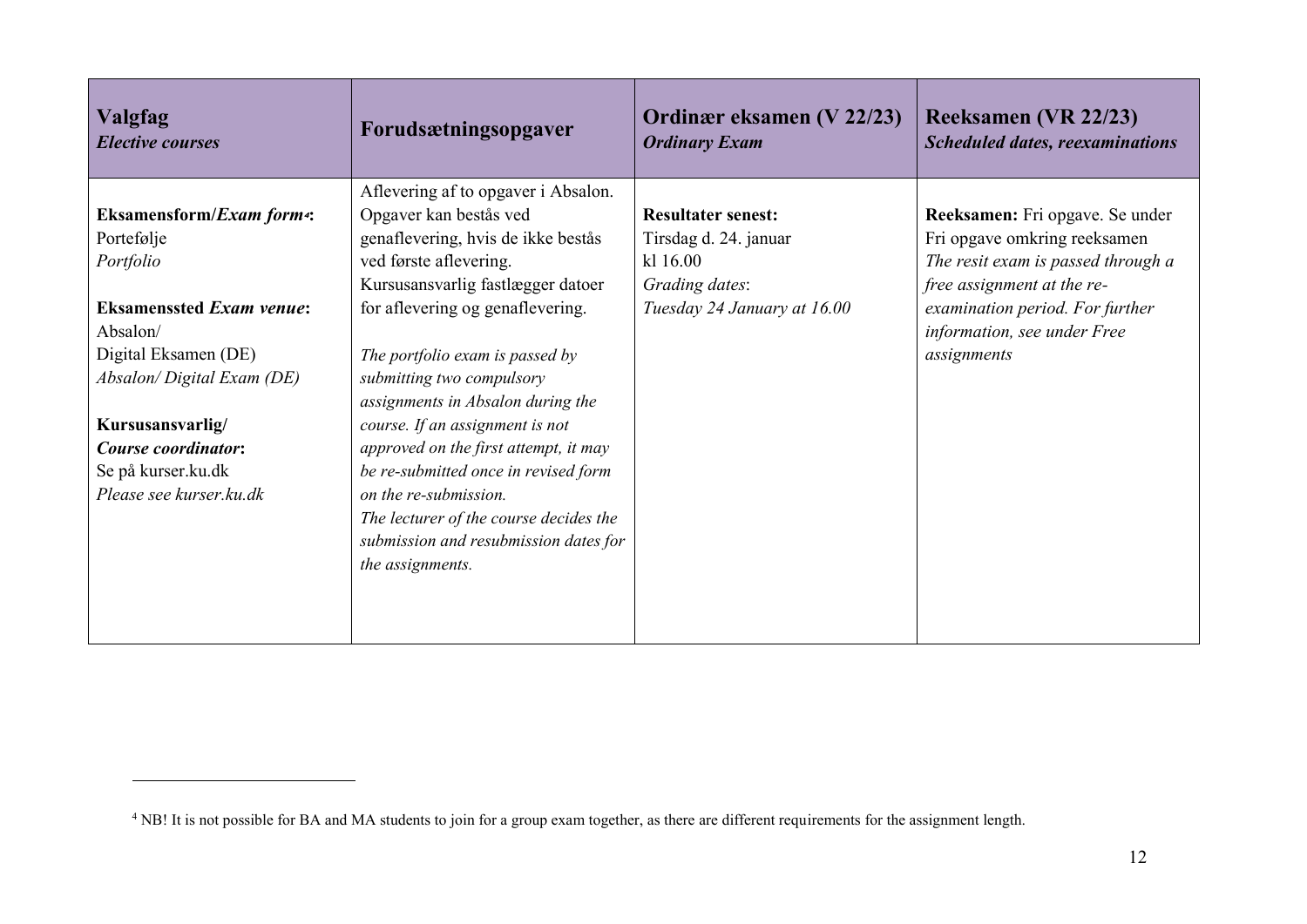| **Valgfag** *Elective courses* | **Forudsætningsopgaver** | **Ordinær eksamen (V 22/23)** *Ordinary Exam* | **Reeksamen (VR 22/23)** *Scheduled dates, reexaminations* |
|---|---|---|---|
| **Eksamensform/*Exam form*[4]:** Portefølje *Portfolio* <br><br> **Eksamenssted *Exam venue*:** Absalon/ Digital Eksamen (DE) *Absalon/ Digital Exam (DE)* <br><br> **Kursusansvarlig/ *Course coordinator*:** Se på kurser.ku.dk *Please see kurser.ku.dk* | Aflevering af to opgaver i Absalon. Opgaver kan bestås ved genaflevering, hvis de ikke bestås ved første aflevering. Kursusansvarlig fastlægger datoer for aflevering og genaflevering. <br><br> *The portfolio exam is passed by submitting two compulsory assignments in Absalon during the course. If an assignment is not approved on the first attempt, it may be re-submitted once in revised form on the re-submission. The lecturer of the course decides the submission and resubmission dates for the assignments.* | **Resultater senest:** Tirsdag d. 24. januar kl 16.00 *Grading dates*: *Tuesday 24 January at 16.00* | **Reeksamen:** Fri opgave. Se under Fri opgave omkring reeksamen *The resit exam is passed through a free assignment at the re-examination period. For further information, see under Free assignments* |

[4] NB! It is not possible for BA and MA students to join for a group exam together, as there are different requirements for the assignment length.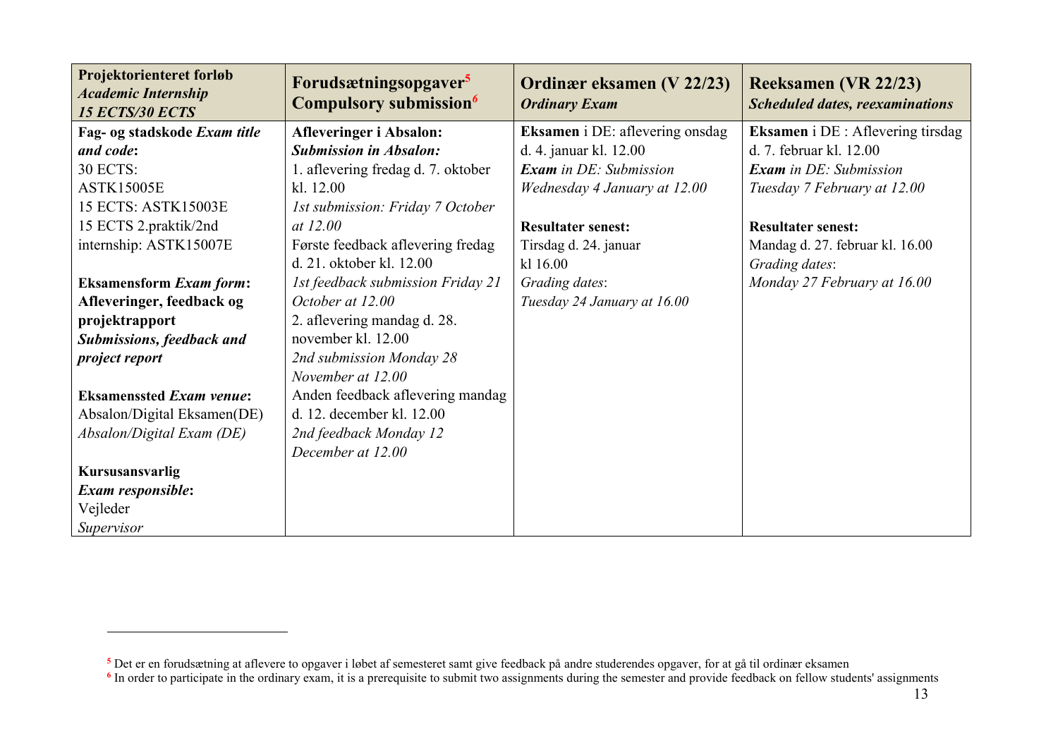| **Projektorienteret forløb** ***Academic Internship*** ***15 ECTS/30 ECTS*** | **Forudsætningsopgaver**[5] **Compulsory submission**[6] | **Ordinær eksamen (V 22/23)** ***Ordinary Exam*** | **Reeksamen (VR 22/23)** ***Scheduled dates, reexaminations*** |
|---|---|---|---|
| **Fag- og stadskode** ***Exam title and code*****:**<br>30 ECTS:<br>ASTK15005E<br>15 ECTS: ASTK15003E<br>15 ECTS 2.praktik/2nd internship: ASTK15007E<br><br>**Eksamensform** ***Exam form*****:**<br>**Afleveringer, feedback og projektrapport**<br>***Submissions, feedback and project report***<br><br>**Eksamenssted** ***Exam venue*****:**<br>Absalon/Digital Eksamen(DE)<br>*Absalon/Digital Exam (DE)*<br><br>**Kursusansvarlig**<br>***Exam responsible*****:**<br>Vejleder<br>*Supervisor* | **Afleveringer i Absalon:**<br>***Submission in Absalon:***<br>1. aflevering fredag d. 7. oktober kl. 12.00<br>*1st submission: Friday 7 October at 12.00*<br>Første feedback aflevering fredag d. 21. oktober kl. 12.00<br>*1st feedback submission Friday 21 October at 12.00*<br>2. aflevering mandag d. 28. november kl. 12.00<br>*2nd submission Monday 28 November at 12.00*<br>Anden feedback aflevering mandag d. 12. december kl. 12.00<br>*2nd feedback Monday 12 December at 12.00* | **Eksamen** i DE: aflevering onsdag d. 4. januar kl. 12.00<br>***Exam*** *in DE: Submission Wednesday 4 January at 12.00*<br><br>**Resultater senest:**<br>Tirsdag d. 24. januar kl 16.00<br>*Grading dates*:<br>*Tuesday 24 January at 16.00* | **Eksamen** i DE : Aflevering tirsdag d. 7. februar kl. 12.00<br>***Exam*** *in DE: Submission Tuesday 7 February at 12.00*<br><br>**Resultater senest:**<br>Mandag d. 27. februar kl. 16.00<br>*Grading dates*:<br>*Monday 27 February at 16.00* |

---

[5] Det er en forudsætning at aflevere to opgaver i løbet af semesteret samt give feedback på andre studerendes opgaver, for at gå til ordinær eksamen

[6] In order to participate in the ordinary exam, it is a prerequisite to submit two assignments during the semester and provide feedback on fellow students' assignments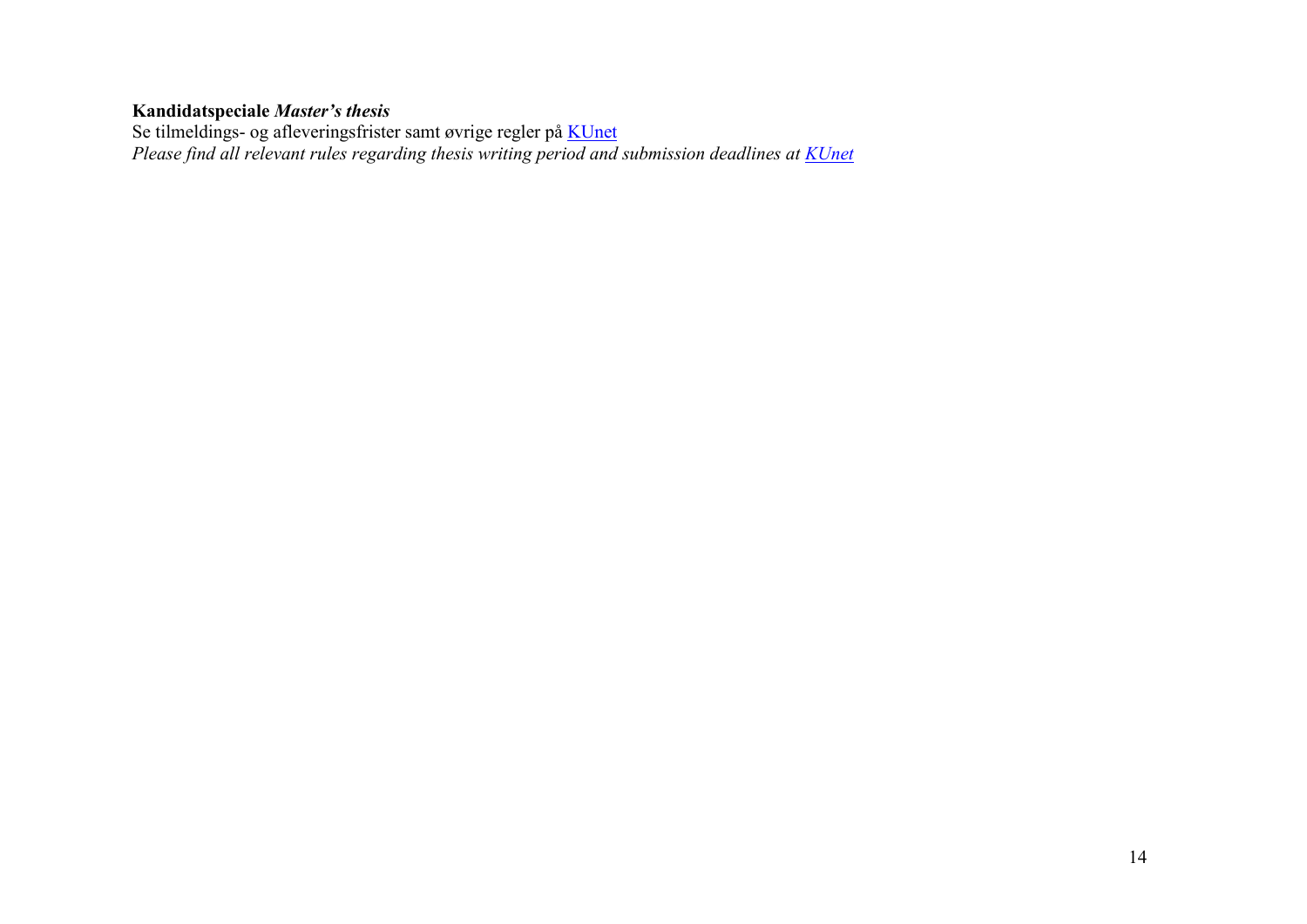**Kandidatspeciale** ***Master's thesis***

Se tilmeldings- og afleveringsfrister samt øvrige regler på KUnet

*Please find all relevant rules regarding thesis writing period and submission deadlines at KUnet*